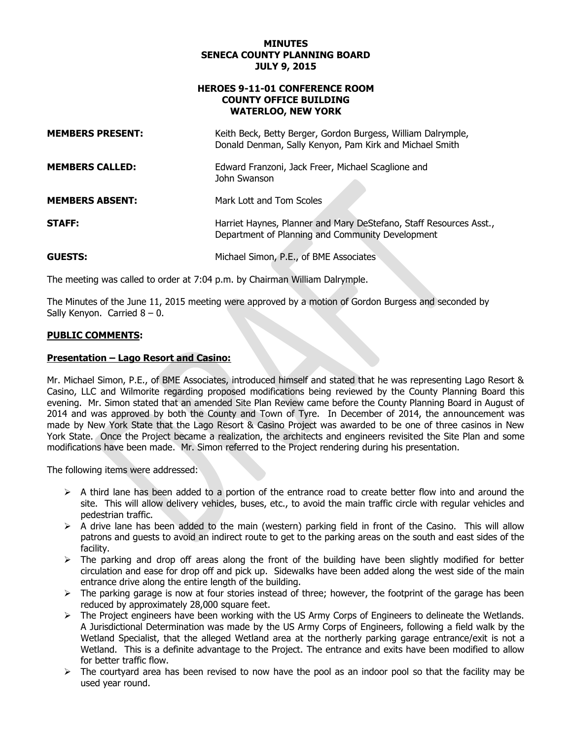# MINUTES
# SENECA COUNTY PLANNING BOARD
# JULY 9, 2015

## HEROES 9-11-01 CONFERENCE ROOM
## COUNTY OFFICE BUILDING
## WATERLOO, NEW YORK

**MEMBERS PRESENT:** Keith Beck, Betty Berger, Gordon Burgess, William Dalrymple, Donald Denman, Sally Kenyon, Pam Kirk and Michael Smith

**MEMBERS CALLED:** Edward Franzoni, Jack Freer, Michael Scaglione and John Swanson

**MEMBERS ABSENT:** Mark Lott and Tom Scoles

**STAFF:** Harriet Haynes, Planner and Mary DeStefano, Staff Resources Asst., Department of Planning and Community Development

**GUESTS:** Michael Simon, P.E., of BME Associates

The meeting was called to order at 7:04 p.m. by Chairman William Dalrymple.

The Minutes of the June 11, 2015 meeting were approved by a motion of Gordon Burgess and seconded by Sally Kenyon. Carried 8 – 0.

**PUBLIC COMMENTS:**

**Presentation – Lago Resort and Casino:**

Mr. Michael Simon, P.E., of BME Associates, introduced himself and stated that he was representing Lago Resort & Casino, LLC and Wilmorite regarding proposed modifications being reviewed by the County Planning Board this evening. Mr. Simon stated that an amended Site Plan Review came before the County Planning Board in August of 2014 and was approved by both the County and Town of Tyre. In December of 2014, the announcement was made by New York State that the Lago Resort & Casino Project was awarded to be one of three casinos in New York State. Once the Project became a realization, the architects and engineers revisited the Site Plan and some modifications have been made. Mr. Simon referred to the Project rendering during his presentation.

The following items were addressed:

- A third lane has been added to a portion of the entrance road to create better flow into and around the site. This will allow delivery vehicles, buses, etc., to avoid the main traffic circle with regular vehicles and pedestrian traffic.
- A drive lane has been added to the main (western) parking field in front of the Casino. This will allow patrons and guests to avoid an indirect route to get to the parking areas on the south and east sides of the facility.
- The parking and drop off areas along the front of the building have been slightly modified for better circulation and ease for drop off and pick up. Sidewalks have been added along the west side of the main entrance drive along the entire length of the building.
- The parking garage is now at four stories instead of three; however, the footprint of the garage has been reduced by approximately 28,000 square feet.
- The Project engineers have been working with the US Army Corps of Engineers to delineate the Wetlands. A Jurisdictional Determination was made by the US Army Corps of Engineers, following a field walk by the Wetland Specialist, that the alleged Wetland area at the northerly parking garage entrance/exit is not a Wetland. This is a definite advantage to the Project. The entrance and exits have been modified to allow for better traffic flow.
- The courtyard area has been revised to now have the pool as an indoor pool so that the facility may be used year round.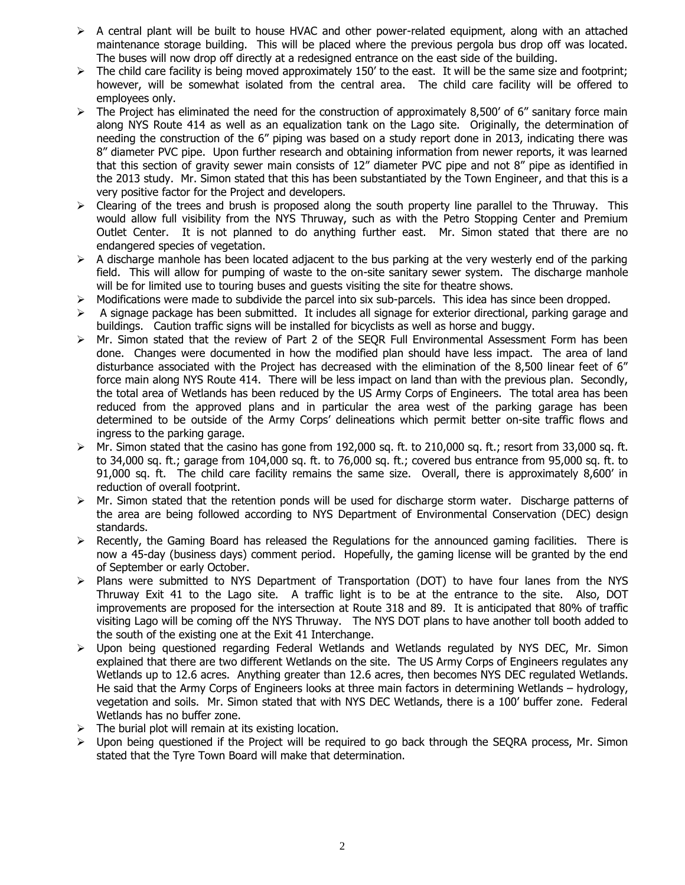- A central plant will be built to house HVAC and other power-related equipment, along with an attached maintenance storage building. This will be placed where the previous pergola bus drop off was located. The buses will now drop off directly at a redesigned entrance on the east side of the building.
- The child care facility is being moved approximately 150' to the east. It will be the same size and footprint; however, will be somewhat isolated from the central area. The child care facility will be offered to employees only.
- The Project has eliminated the need for the construction of approximately 8,500' of 6" sanitary force main along NYS Route 414 as well as an equalization tank on the Lago site. Originally, the determination of needing the construction of the 6" piping was based on a study report done in 2013, indicating there was 8" diameter PVC pipe. Upon further research and obtaining information from newer reports, it was learned that this section of gravity sewer main consists of 12" diameter PVC pipe and not 8" pipe as identified in the 2013 study. Mr. Simon stated that this has been substantiated by the Town Engineer, and that this is a very positive factor for the Project and developers.
- Clearing of the trees and brush is proposed along the south property line parallel to the Thruway. This would allow full visibility from the NYS Thruway, such as with the Petro Stopping Center and Premium Outlet Center. It is not planned to do anything further east. Mr. Simon stated that there are no endangered species of vegetation.
- A discharge manhole has been located adjacent to the bus parking at the very westerly end of the parking field. This will allow for pumping of waste to the on-site sanitary sewer system. The discharge manhole will be for limited use to touring buses and guests visiting the site for theatre shows.
- Modifications were made to subdivide the parcel into six sub-parcels. This idea has since been dropped.
- A signage package has been submitted. It includes all signage for exterior directional, parking garage and buildings. Caution traffic signs will be installed for bicyclists as well as horse and buggy.
- Mr. Simon stated that the review of Part 2 of the SEQR Full Environmental Assessment Form has been done. Changes were documented in how the modified plan should have less impact. The area of land disturbance associated with the Project has decreased with the elimination of the 8,500 linear feet of 6" force main along NYS Route 414. There will be less impact on land than with the previous plan. Secondly, the total area of Wetlands has been reduced by the US Army Corps of Engineers. The total area has been reduced from the approved plans and in particular the area west of the parking garage has been determined to be outside of the Army Corps' delineations which permit better on-site traffic flows and ingress to the parking garage.
- Mr. Simon stated that the casino has gone from 192,000 sq. ft. to 210,000 sq. ft.; resort from 33,000 sq. ft. to 34,000 sq. ft.; garage from 104,000 sq. ft. to 76,000 sq. ft.; covered bus entrance from 95,000 sq. ft. to 91,000 sq. ft. The child care facility remains the same size. Overall, there is approximately 8,600' in reduction of overall footprint.
- Mr. Simon stated that the retention ponds will be used for discharge storm water. Discharge patterns of the area are being followed according to NYS Department of Environmental Conservation (DEC) design standards.
- Recently, the Gaming Board has released the Regulations for the announced gaming facilities. There is now a 45-day (business days) comment period. Hopefully, the gaming license will be granted by the end of September or early October.
- Plans were submitted to NYS Department of Transportation (DOT) to have four lanes from the NYS Thruway Exit 41 to the Lago site. A traffic light is to be at the entrance to the site. Also, DOT improvements are proposed for the intersection at Route 318 and 89. It is anticipated that 80% of traffic visiting Lago will be coming off the NYS Thruway. The NYS DOT plans to have another toll booth added to the south of the existing one at the Exit 41 Interchange.
- Upon being questioned regarding Federal Wetlands and Wetlands regulated by NYS DEC, Mr. Simon explained that there are two different Wetlands on the site. The US Army Corps of Engineers regulates any Wetlands up to 12.6 acres. Anything greater than 12.6 acres, then becomes NYS DEC regulated Wetlands. He said that the Army Corps of Engineers looks at three main factors in determining Wetlands – hydrology, vegetation and soils. Mr. Simon stated that with NYS DEC Wetlands, there is a 100' buffer zone. Federal Wetlands has no buffer zone.
- The burial plot will remain at its existing location.
- Upon being questioned if the Project will be required to go back through the SEQRA process, Mr. Simon stated that the Tyre Town Board will make that determination.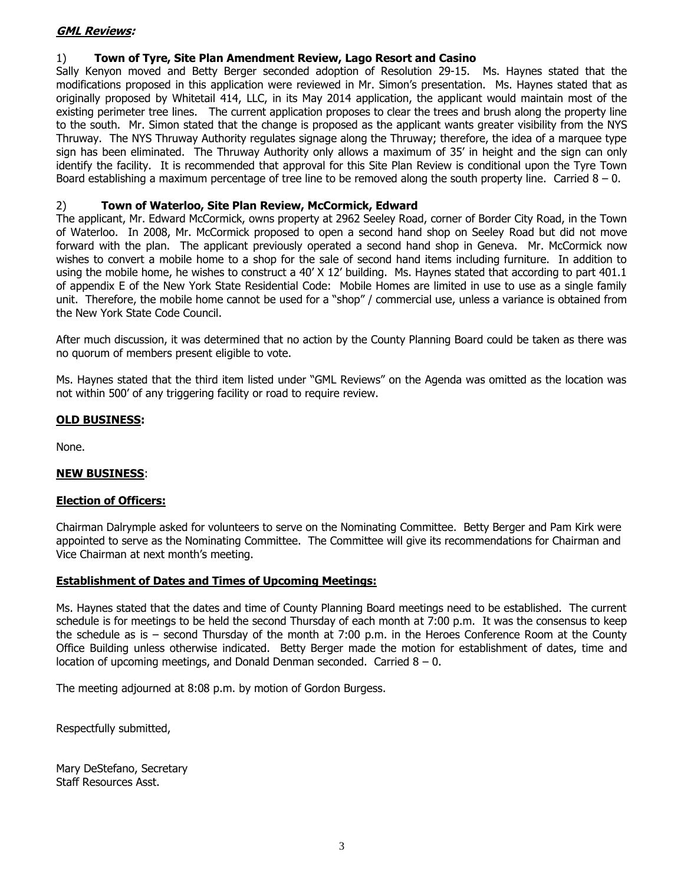***GML Reviews:***

1) **Town of Tyre, Site Plan Amendment Review, Lago Resort and Casino**

Sally Kenyon moved and Betty Berger seconded adoption of Resolution 29-15. Ms. Haynes stated that the modifications proposed in this application were reviewed in Mr. Simon's presentation. Ms. Haynes stated that as originally proposed by Whitetail 414, LLC, in its May 2014 application, the applicant would maintain most of the existing perimeter tree lines. The current application proposes to clear the trees and brush along the property line to the south. Mr. Simon stated that the change is proposed as the applicant wants greater visibility from the NYS Thruway. The NYS Thruway Authority regulates signage along the Thruway; therefore, the idea of a marquee type sign has been eliminated. The Thruway Authority only allows a maximum of 35' in height and the sign can only identify the facility. It is recommended that approval for this Site Plan Review is conditional upon the Tyre Town Board establishing a maximum percentage of tree line to be removed along the south property line. Carried 8 – 0.

2) **Town of Waterloo, Site Plan Review, McCormick, Edward**

The applicant, Mr. Edward McCormick, owns property at 2962 Seeley Road, corner of Border City Road, in the Town of Waterloo. In 2008, Mr. McCormick proposed to open a second hand shop on Seeley Road but did not move forward with the plan. The applicant previously operated a second hand shop in Geneva. Mr. McCormick now wishes to convert a mobile home to a shop for the sale of second hand items including furniture. In addition to using the mobile home, he wishes to construct a 40' X 12' building. Ms. Haynes stated that according to part 401.1 of appendix E of the New York State Residential Code: Mobile Homes are limited in use to use as a single family unit. Therefore, the mobile home cannot be used for a "shop" / commercial use, unless a variance is obtained from the New York State Code Council.

After much discussion, it was determined that no action by the County Planning Board could be taken as there was no quorum of members present eligible to vote.

Ms. Haynes stated that the third item listed under "GML Reviews" on the Agenda was omitted as the location was not within 500' of any triggering facility or road to require review.

**OLD BUSINESS:**

None.

**NEW BUSINESS**:

**Election of Officers:**

Chairman Dalrymple asked for volunteers to serve on the Nominating Committee. Betty Berger and Pam Kirk were appointed to serve as the Nominating Committee. The Committee will give its recommendations for Chairman and Vice Chairman at next month's meeting.

**Establishment of Dates and Times of Upcoming Meetings:**

Ms. Haynes stated that the dates and time of County Planning Board meetings need to be established. The current schedule is for meetings to be held the second Thursday of each month at 7:00 p.m. It was the consensus to keep the schedule as is – second Thursday of the month at 7:00 p.m. in the Heroes Conference Room at the County Office Building unless otherwise indicated. Betty Berger made the motion for establishment of dates, time and location of upcoming meetings, and Donald Denman seconded. Carried 8 – 0.

The meeting adjourned at 8:08 p.m. by motion of Gordon Burgess.

Respectfully submitted,

Mary DeStefano, Secretary
Staff Resources Asst.